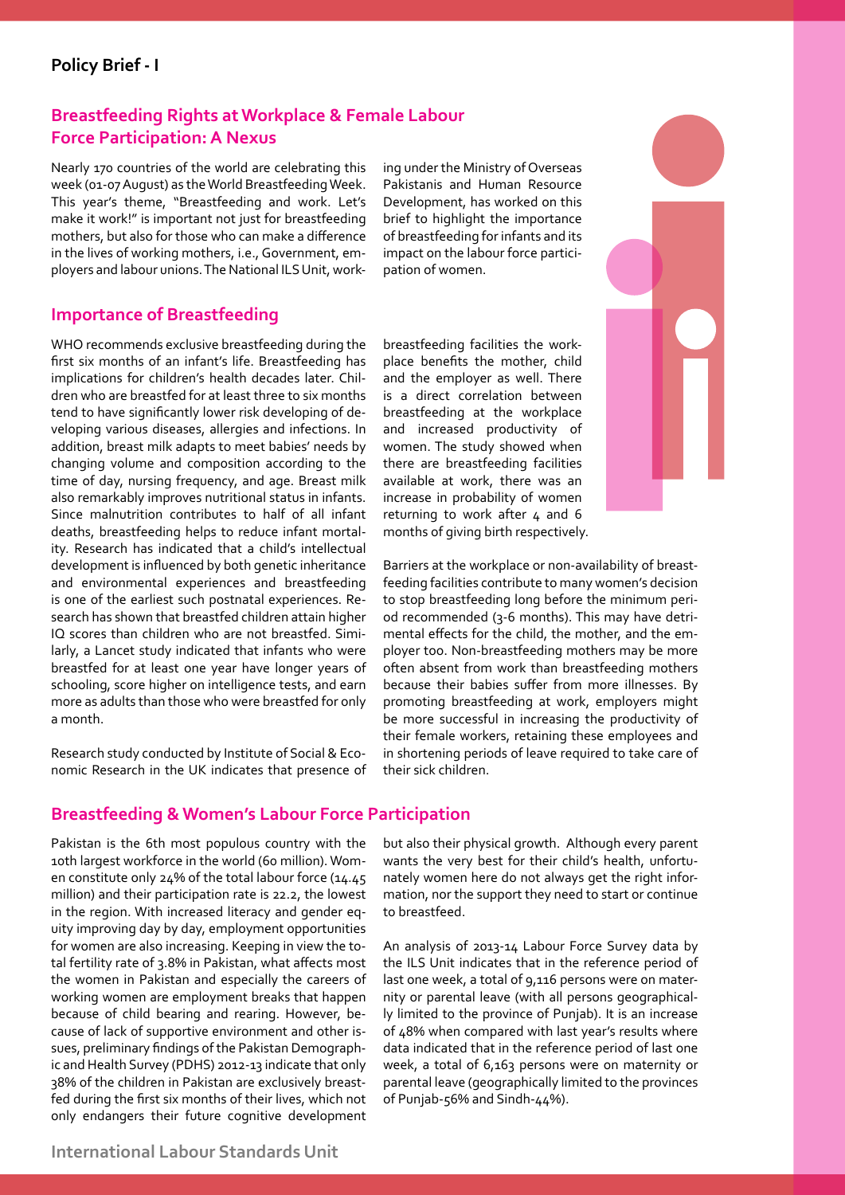**Policy Brief - I**

## Breastfeeding Rights at Workplace & Female Labour Force Participation: A Nexus

Nearly 170 countries of the world are celebrating this week (01-07 August) as the World Breastfeeding Week. This year's theme, "Breastfeeding and work. Let's make it work!" is important not just for breastfeeding mothers, but also for those who can make a difference in the lives of working mothers, i.e., Government, employers and labour unions. The National ILS Unit, working under the Ministry of Overseas Pakistanis and Human Resource Development, has worked on this brief to highlight the importance of breastfeeding for infants and its impact on the labour force participation of women.

### Importance of Breastfeeding

WHO recommends exclusive breastfeeding during the first six months of an infant's life. Breastfeeding has implications for children's health decades later. Children who are breastfed for at least three to six months tend to have significantly lower risk developing of developing various diseases, allergies and infections. In addition, breast milk adapts to meet babies' needs by changing volume and composition according to the time of day, nursing frequency, and age. Breast milk also remarkably improves nutritional status in infants. Since malnutrition contributes to half of all infant deaths, breastfeeding helps to reduce infant mortality. Research has indicated that a child's intellectual development is influenced by both genetic inheritance and environmental experiences and breastfeeding is one of the earliest such postnatal experiences. Research has shown that breastfed children attain higher IQ scores than children who are not breastfed. Similarly, a Lancet study indicated that infants who were breastfed for at least one year have longer years of schooling, score higher on intelligence tests, and earn more as adults than those who were breastfed for only a month.

Research study conducted by Institute of Social & Economic Research in the UK indicates that presence of breastfeeding facilities the workplace benefits the mother, child and the employer as well. There is a direct correlation between breastfeeding at the workplace and increased productivity of women. The study showed when there are breastfeeding facilities available at work, there was an increase in probability of women returning to work after 4 and 6 months of giving birth respectively.

Barriers at the workplace or non-availability of breastfeeding facilities contribute to many women's decision to stop breastfeeding long before the minimum period recommended (3-6 months). This may have detrimental effects for the child, the mother, and the employer too. Non-breastfeeding mothers may be more often absent from work than breastfeeding mothers because their babies suffer from more illnesses. By promoting breastfeeding at work, employers might be more successful in increasing the productivity of their female workers, retaining these employees and in shortening periods of leave required to take care of their sick children.

### Breastfeeding & Women's Labour Force Participation

Pakistan is the 6th most populous country with the 10th largest workforce in the world (60 million). Women constitute only 24% of the total labour force (14.45 million) and their participation rate is 22.2, the lowest in the region. With increased literacy and gender equity improving day by day, employment opportunities for women are also increasing. Keeping in view the total fertility rate of 3.8% in Pakistan, what affects most the women in Pakistan and especially the careers of working women are employment breaks that happen because of child bearing and rearing. However, because of lack of supportive environment and other issues, preliminary findings of the Pakistan Demographic and Health Survey (PDHS) 2012-13 indicate that only 38% of the children in Pakistan are exclusively breastfed during the first six months of their lives, which not only endangers their future cognitive development but also their physical growth. Although every parent wants the very best for their child's health, unfortunately women here do not always get the right information, nor the support they need to start or continue to breastfeed.

An analysis of 2013-14 Labour Force Survey data by the ILS Unit indicates that in the reference period of last one week, a total of 9,116 persons were on maternity or parental leave (with all persons geographically limited to the province of Punjab). It is an increase of 48% when compared with last year's results where data indicated that in the reference period of last one week, a total of 6,163 persons were on maternity or parental leave (geographically limited to the provinces of Punjab-56% and Sindh-44%).

**International Labour Standards Unit**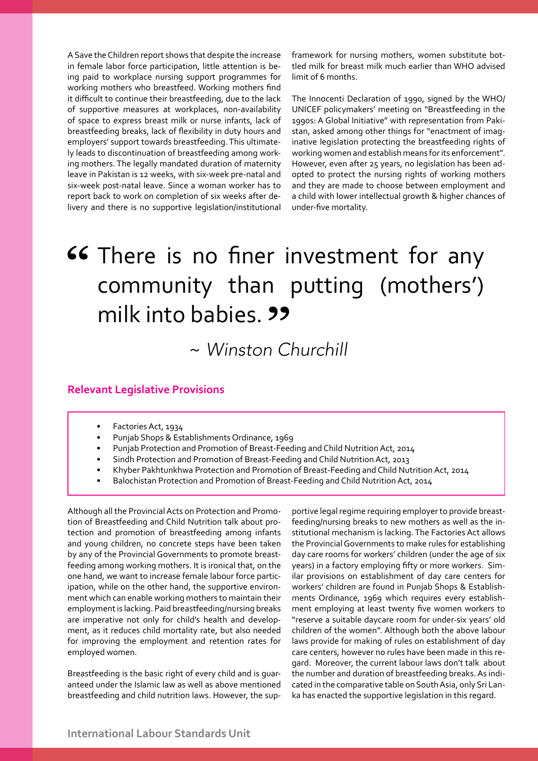A Save the Children report shows that despite the increase in female labor force participation, little attention is being paid to workplace nursing support programmes for working mothers who breastfeed. Working mothers find it difficult to continue their breastfeeding, due to the lack of supportive measures at workplaces, non-availability of space to express breast milk or nurse infants, lack of breastfeeding breaks, lack of flexibility in duty hours and employers' support towards breastfeeding. This ultimately leads to discontinuation of breastfeeding among working mothers. The legally mandated duration of maternity leave in Pakistan is 12 weeks, with six-week pre-natal and six-week post-natal leave. Since a woman worker has to report back to work on completion of six weeks after delivery and there is no supportive legislation/institutional framework for nursing mothers, women substitute bottled milk for breast milk much earlier than WHO advised limit of 6 months.

The Innocenti Declaration of 1990, signed by the WHO/UNICEF policymakers' meeting on "Breastfeeding in the 1990s: A Global Initiative" with representation from Pakistan, asked among other things for "enactment of imaginative legislation protecting the breastfeeding rights of working women and establish means for its enforcement". However, even after 25 years, no legislation has been adopted to protect the nursing rights of working mothers and they are made to choose between employment and a child with lower intellectual growth & higher chances of under-five mortality.

> "There is no finer investment for any community than putting (mothers') milk into babies."
>
> ~ *Winston Churchill*

### Relevant Legislative Provisions

- Factories Act, 1934
- Punjab Shops & Establishments Ordinance, 1969
- Punjab Protection and Promotion of Breast-Feeding and Child Nutrition Act, 2014
- Sindh Protection and Promotion of Breast-Feeding and Child Nutrition Act, 2013
- Khyber Pakhtunkhwa Protection and Promotion of Breast-Feeding and Child Nutrition Act, 2014
- Balochistan Protection and Promotion of Breast-Feeding and Child Nutrition Act, 2014

Although all the Provincial Acts on Protection and Promotion of Breastfeeding and Child Nutrition talk about protection and promotion of breastfeeding among infants and young children, no concrete steps have been taken by any of the Provincial Governments to promote breastfeeding among working mothers. It is ironical that, on the one hand, we want to increase female labour force participation, while on the other hand, the supportive environment which can enable working mothers to maintain their employment is lacking. Paid breastfeeding/nursing breaks are imperative not only for child's health and development, as it reduces child mortality rate, but also needed for improving the employment and retention rates for employed women.

Breastfeeding is the basic right of every child and is guaranteed under the Islamic law as well as above mentioned breastfeeding and child nutrition laws. However, the supportive legal regime requiring employer to provide breastfeeding/nursing breaks to new mothers as well as the institutional mechanism is lacking. The Factories Act allows the Provincial Governments to make rules for establishing day care rooms for workers' children (under the age of six years) in a factory employing fifty or more workers. Similar provisions on establishment of day care centers for workers' children are found in Punjab Shops & Establishments Ordinance, 1969 which requires every establishment employing at least twenty five women workers to "reserve a suitable daycare room for under-six years' old children of the women". Although both the above labour laws provide for making of rules on establishment of day care centers, however no rules have been made in this regard. Moreover, the current labour laws don't talk about the number and duration of breastfeeding breaks. As indicated in the comparative table on South Asia, only Sri Lanka has enacted the supportive legislation in this regard.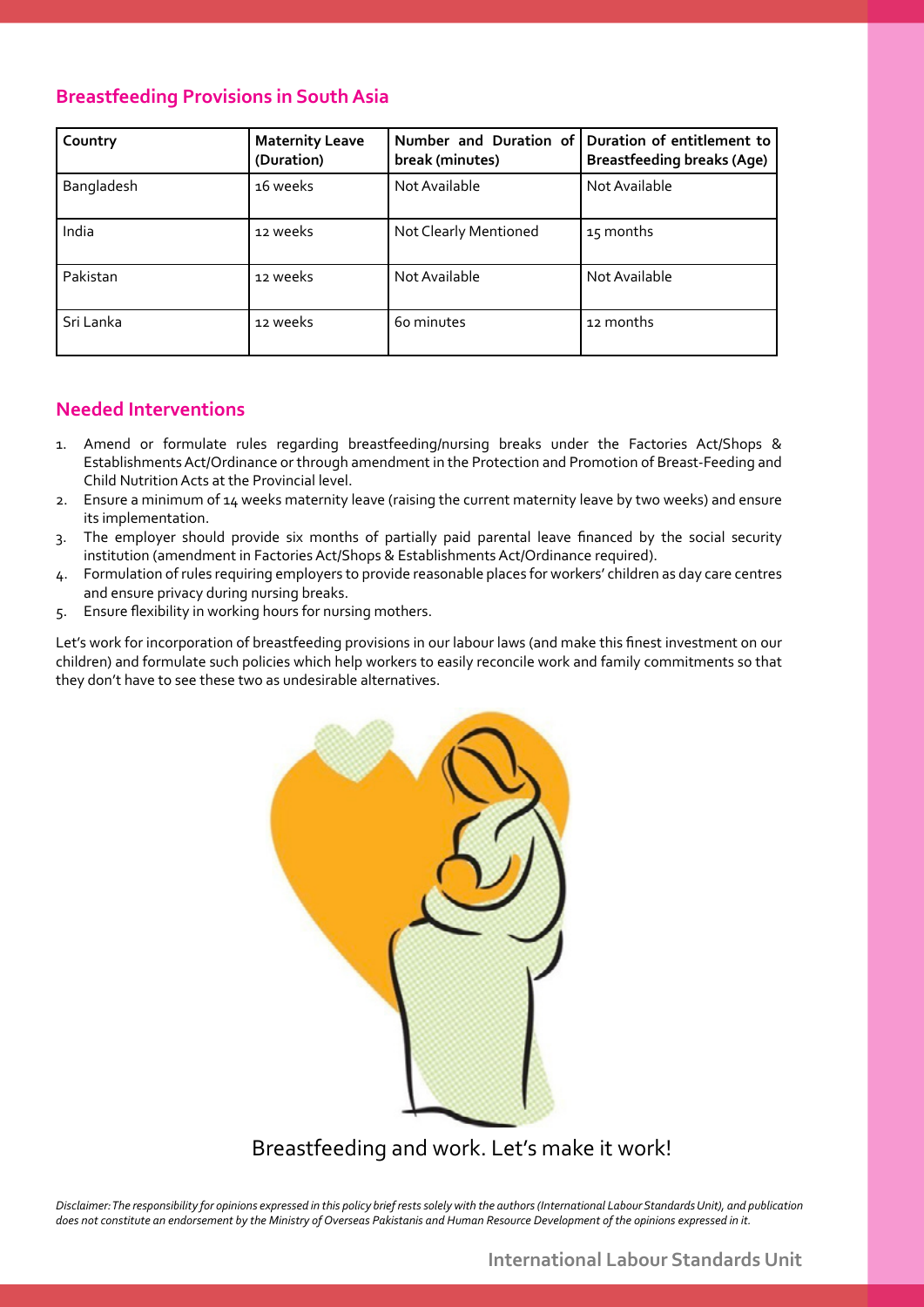## Breastfeeding Provisions in South Asia

| Country | Maternity Leave (Duration) | Number and Duration of break (minutes) | Duration of entitlement to Breastfeeding breaks (Age) |
|---|---|---|---|
| Bangladesh | 16 weeks | Not Available | Not Available |
| India | 12 weeks | Not Clearly Mentioned | 15 months |
| Pakistan | 12 weeks | Not Available | Not Available |
| Sri Lanka | 12 weeks | 60 minutes | 12 months |

## Needed Interventions

1. Amend or formulate rules regarding breastfeeding/nursing breaks under the Factories Act/Shops & Establishments Act/Ordinance or through amendment in the Protection and Promotion of Breast-Feeding and Child Nutrition Acts at the Provincial level.
2. Ensure a minimum of 14 weeks maternity leave (raising the current maternity leave by two weeks) and ensure its implementation.
3. The employer should provide six months of partially paid parental leave financed by the social security institution (amendment in Factories Act/Shops & Establishments Act/Ordinance required).
4. Formulation of rules requiring employers to provide reasonable places for workers' children as day care centres and ensure privacy during nursing breaks.
5. Ensure flexibility in working hours for nursing mothers.

Let's work for incorporation of breastfeeding provisions in our labour laws (and make this finest investment on our children) and formulate such policies which help workers to easily reconcile work and family commitments so that they don't have to see these two as undesirable alternatives.

Breastfeeding and work. Let's make it work!

*Disclaimer: The responsibility for opinions expressed in this policy brief rests solely with the authors (International Labour Standards Unit), and publication does not constitute an endorsement by the Ministry of Overseas Pakistanis and Human Resource Development of the opinions expressed in it.*

**International Labour Standards Unit**